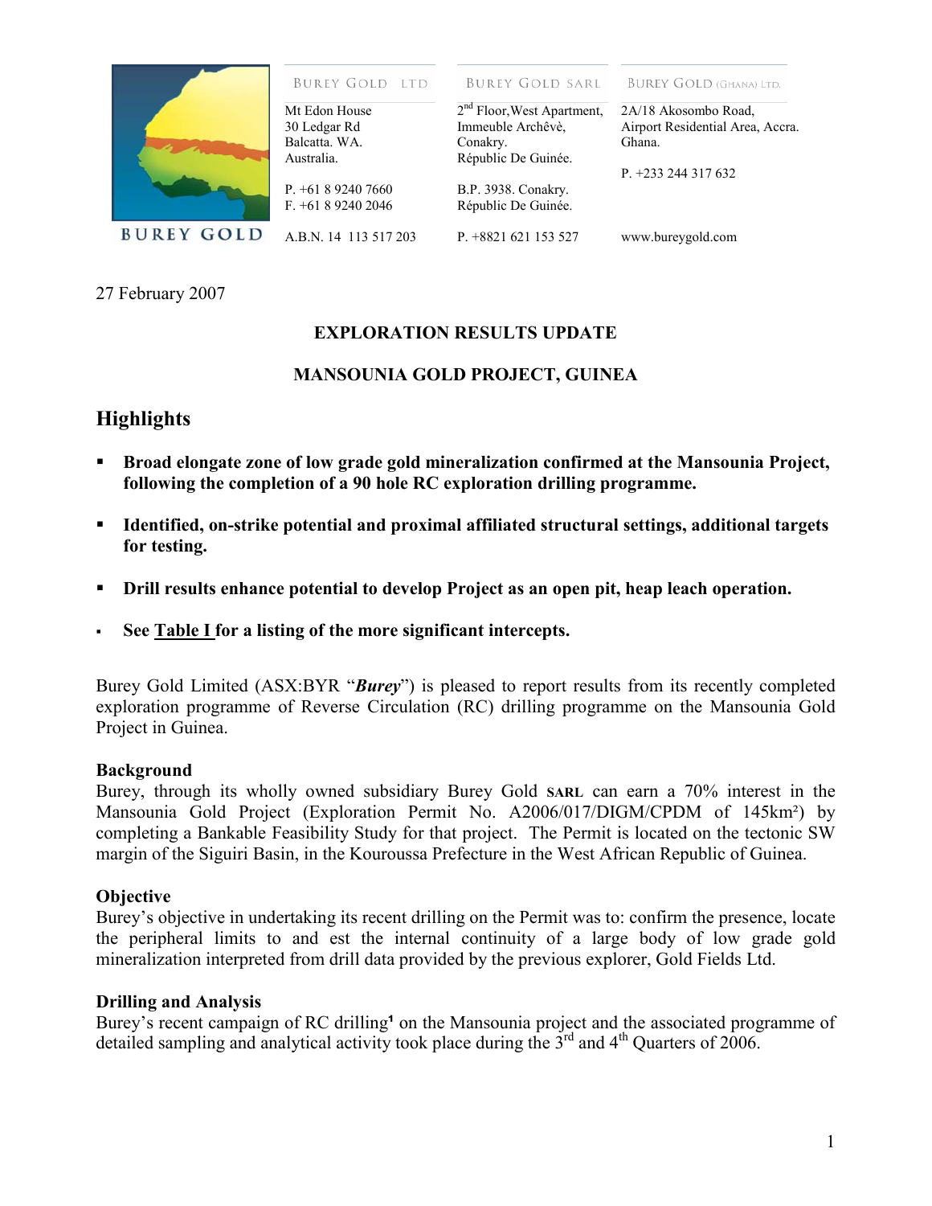BUREY GOLD

| BUREY GOLD LTD | BUREY GOLD SARL | BUREY GOLD (GHANA) LTD. |
|---|---|---|
| Mt Edon House<br>30 Ledgar Rd<br>Balcatta. WA.<br>Australia. | 2nd Floor, West Apartment,<br>Immeuble Archêvè,<br>Conakry.<br>République De Guinée. | 2A/18 Akosombo Road,<br>Airport Residential Area, Accra.<br>Ghana. |
| P. +61 8 9240 7660<br>F. +61 8 9240 2046 | B.P. 3938. Conakry.<br>République De Guinée. | P. +233 244 317 632 |
| A.B.N. 14 113 517 203 | P. +8821 621 153 527 | www.bureygold.com |

27 February 2007

**EXPLORATION RESULTS UPDATE**

**MANSOUNIA GOLD PROJECT, GUINEA**

## Highlights

- **Broad elongate zone of low grade gold mineralization confirmed at the Mansounia Project, following the completion of a 90 hole RC exploration drilling programme.**
- **Identified, on-strike potential and proximal affiliated structural settings, additional targets for testing.**
- **Drill results enhance potential to develop Project as an open pit, heap leach operation.**
- **See Table I for a listing of the more significant intercepts.**

Burey Gold Limited (ASX:BYR "***Burey***") is pleased to report results from its recently completed exploration programme of Reverse Circulation (RC) drilling programme on the Mansounia Gold Project in Guinea.

### Background

Burey, through its wholly owned subsidiary Burey Gold SARL can earn a 70% interest in the Mansounia Gold Project (Exploration Permit No. A2006/017/DIGM/CPDM of 145km²) by completing a Bankable Feasibility Study for that project. The Permit is located on the tectonic SW margin of the Siguiri Basin, in the Kouroussa Prefecture in the West African Republic of Guinea.

### Objective

Burey's objective in undertaking its recent drilling on the Permit was to: confirm the presence, locate the peripheral limits to and est the internal continuity of a large body of low grade gold mineralization interpreted from drill data provided by the previous explorer, Gold Fields Ltd.

### Drilling and Analysis

Burey's recent campaign of RC drilling[1] on the Mansounia project and the associated programme of detailed sampling and analytical activity took place during the 3rd and 4th Quarters of 2006.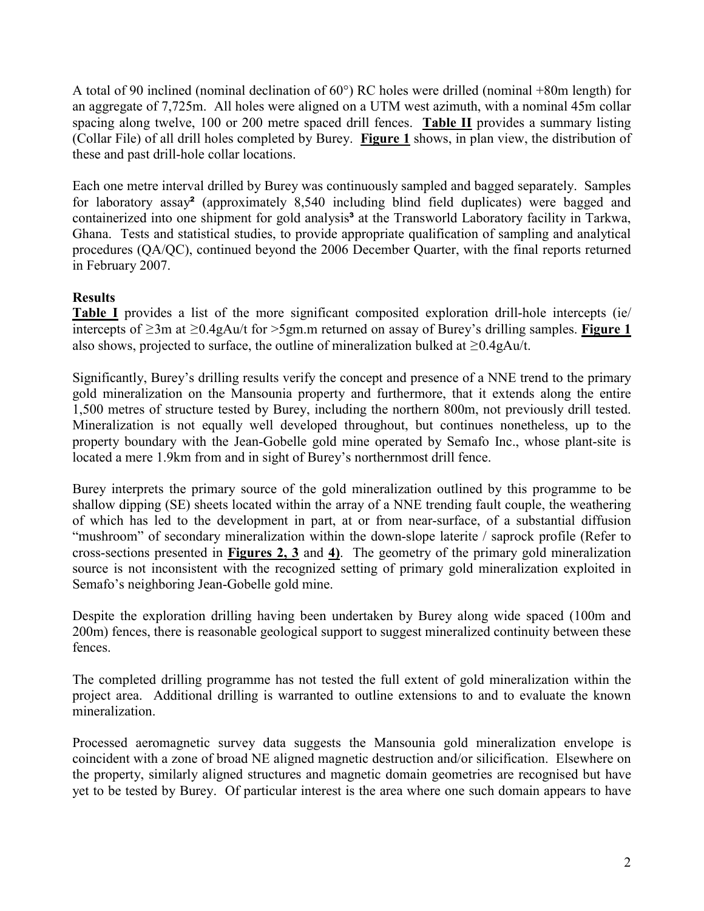A total of 90 inclined (nominal declination of 60°) RC holes were drilled (nominal +80m length) for an aggregate of 7,725m. All holes were aligned on a UTM west azimuth, with a nominal 45m collar spacing along twelve, 100 or 200 metre spaced drill fences. **Table II** provides a summary listing (Collar File) of all drill holes completed by Burey. **Figure 1** shows, in plan view, the distribution of these and past drill-hole collar locations.

Each one metre interval drilled by Burey was continuously sampled and bagged separately. Samples for laboratory assay[2] (approximately 8,540 including blind field duplicates) were bagged and containerized into one shipment for gold analysis[3] at the Transworld Laboratory facility in Tarkwa, Ghana. Tests and statistical studies, to provide appropriate qualification of sampling and analytical procedures (QA/QC), continued beyond the 2006 December Quarter, with the final reports returned in February 2007.

**Results**

**Table I** provides a list of the more significant composited exploration drill-hole intercepts (ie/ intercepts of ≥3m at ≥0.4gAu/t for >5gm.m returned on assay of Burey's drilling samples. **Figure 1** also shows, projected to surface, the outline of mineralization bulked at ≥0.4gAu/t.

Significantly, Burey's drilling results verify the concept and presence of a NNE trend to the primary gold mineralization on the Mansounia property and furthermore, that it extends along the entire 1,500 metres of structure tested by Burey, including the northern 800m, not previously drill tested. Mineralization is not equally well developed throughout, but continues nonetheless, up to the property boundary with the Jean-Gobelle gold mine operated by Semafo Inc., whose plant-site is located a mere 1.9km from and in sight of Burey's northernmost drill fence.

Burey interprets the primary source of the gold mineralization outlined by this programme to be shallow dipping (SE) sheets located within the array of a NNE trending fault couple, the weathering of which has led to the development in part, at or from near-surface, of a substantial diffusion "mushroom" of secondary mineralization within the down-slope laterite / saprock profile (Refer to cross-sections presented in **Figures 2, 3** and **4)**. The geometry of the primary gold mineralization source is not inconsistent with the recognized setting of primary gold mineralization exploited in Semafo's neighboring Jean-Gobelle gold mine.

Despite the exploration drilling having been undertaken by Burey along wide spaced (100m and 200m) fences, there is reasonable geological support to suggest mineralized continuity between these fences.

The completed drilling programme has not tested the full extent of gold mineralization within the project area. Additional drilling is warranted to outline extensions to and to evaluate the known mineralization.

Processed aeromagnetic survey data suggests the Mansounia gold mineralization envelope is coincident with a zone of broad NE aligned magnetic destruction and/or silicification. Elsewhere on the property, similarly aligned structures and magnetic domain geometries are recognised but have yet to be tested by Burey. Of particular interest is the area where one such domain appears to have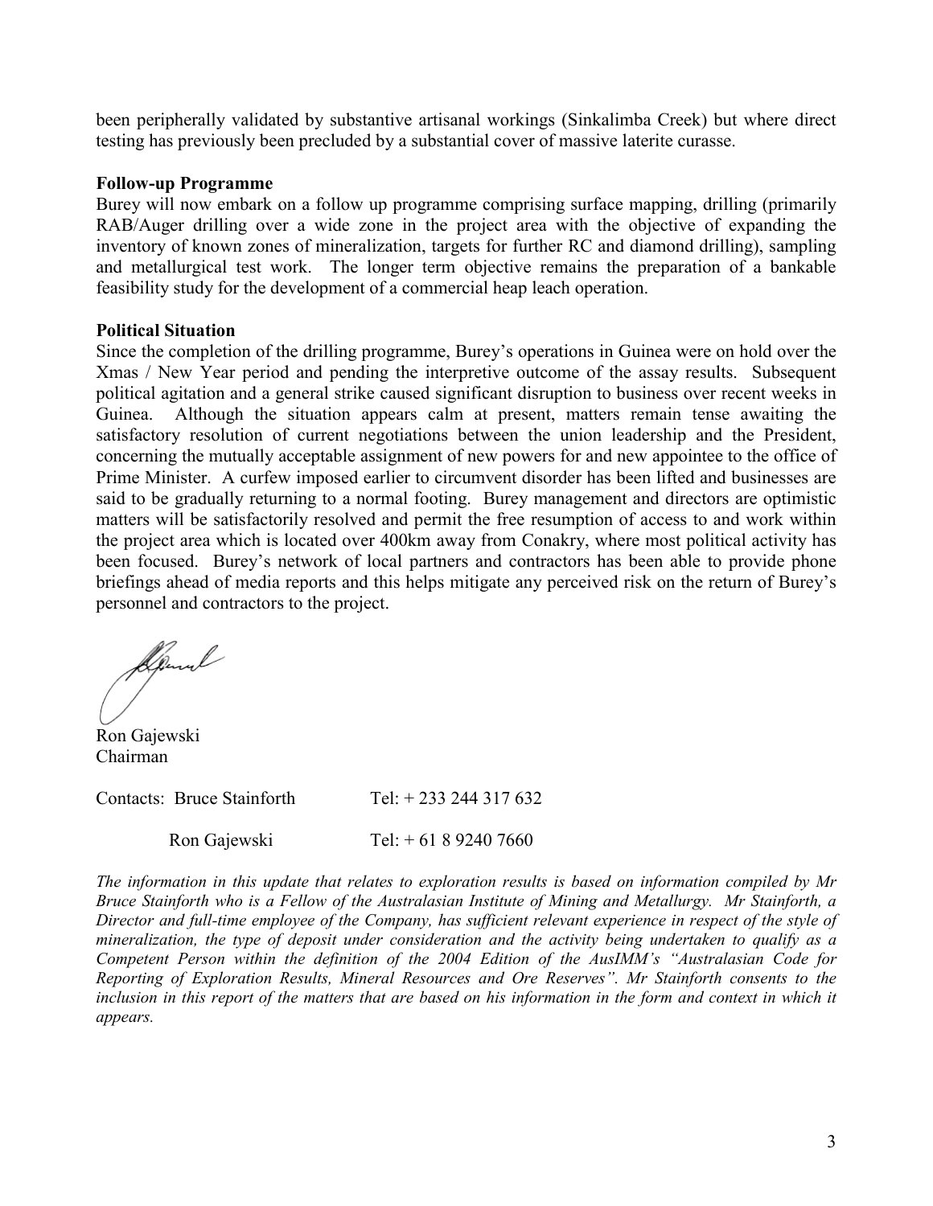been peripherally validated by substantive artisanal workings (Sinkalimba Creek) but where direct testing has previously been precluded by a substantial cover of massive laterite curasse.

**Follow-up Programme**

Burey will now embark on a follow up programme comprising surface mapping, drilling (primarily RAB/Auger drilling over a wide zone in the project area with the objective of expanding the inventory of known zones of mineralization, targets for further RC and diamond drilling), sampling and metallurgical test work. The longer term objective remains the preparation of a bankable feasibility study for the development of a commercial heap leach operation.

**Political Situation**

Since the completion of the drilling programme, Burey's operations in Guinea were on hold over the Xmas / New Year period and pending the interpretive outcome of the assay results. Subsequent political agitation and a general strike caused significant disruption to business over recent weeks in Guinea. Although the situation appears calm at present, matters remain tense awaiting the satisfactory resolution of current negotiations between the union leadership and the President, concerning the mutually acceptable assignment of new powers for and new appointee to the office of Prime Minister. A curfew imposed earlier to circumvent disorder has been lifted and businesses are said to be gradually returning to a normal footing. Burey management and directors are optimistic matters will be satisfactorily resolved and permit the free resumption of access to and work within the project area which is located over 400km away from Conakry, where most political activity has been focused. Burey's network of local partners and contractors has been able to provide phone briefings ahead of media reports and this helps mitigate any perceived risk on the return of Burey's personnel and contractors to the project.

Ron Gajewski
Chairman

Contacts: Bruce Stainforth Tel: + 233 244 317 632

Ron Gajewski Tel: + 61 8 9240 7660

*The information in this update that relates to exploration results is based on information compiled by Mr Bruce Stainforth who is a Fellow of the Australasian Institute of Mining and Metallurgy. Mr Stainforth, a Director and full-time employee of the Company, has sufficient relevant experience in respect of the style of mineralization, the type of deposit under consideration and the activity being undertaken to qualify as a Competent Person within the definition of the 2004 Edition of the AusIMM's "Australasian Code for Reporting of Exploration Results, Mineral Resources and Ore Reserves". Mr Stainforth consents to the inclusion in this report of the matters that are based on his information in the form and context in which it appears.*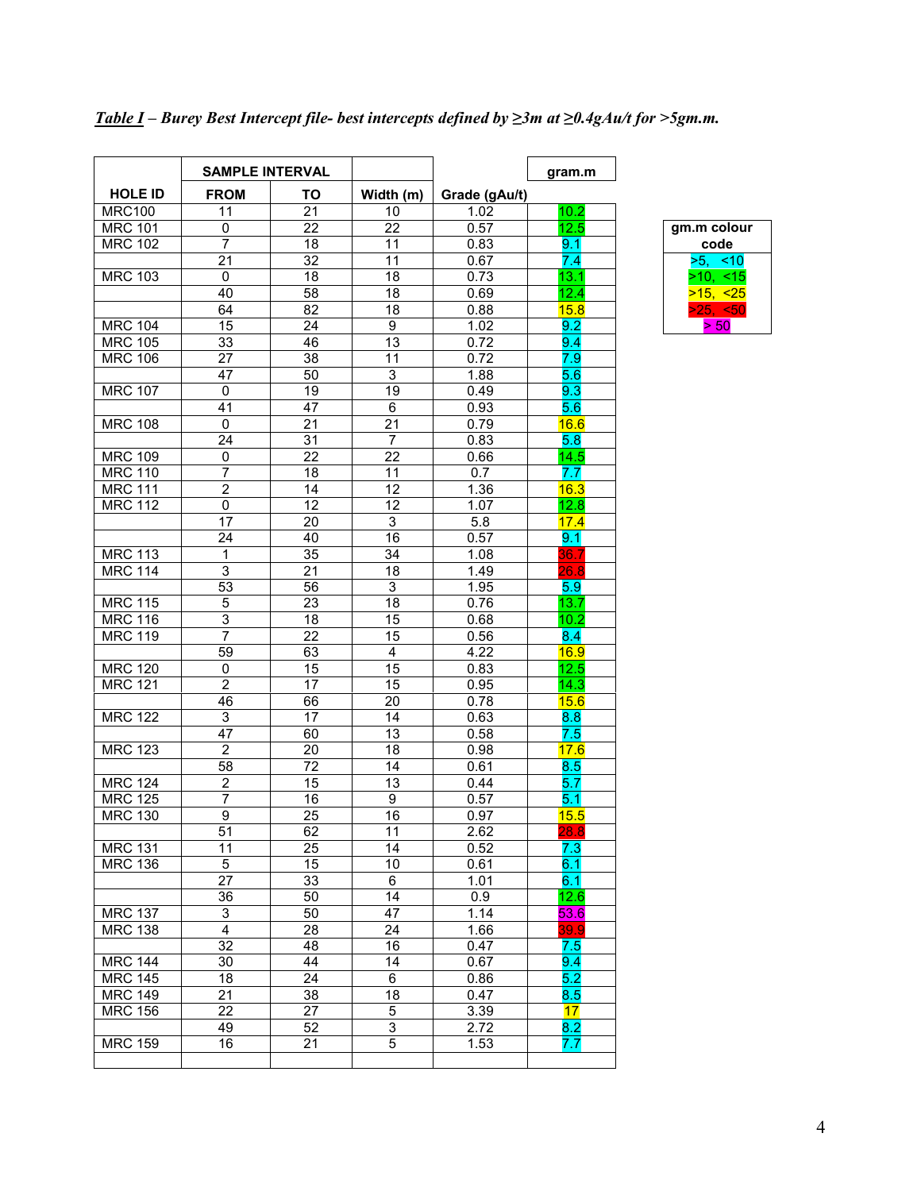***Table I*** *– Burey Best Intercept file- best intercepts defined by ≥3m at ≥0.4gAu/t for >5gm.m.*

| HOLE ID | SAMPLE INTERVAL | | Width (m) | Grade (gAu/t) | gram.m |
|---|---|---|---|---|---|
| | FROM | TO | | | |
| MRC100 | 11 | 21 | 10 | 1.02 | 10.2 |
| MRC 101 | 0 | 22 | 22 | 0.57 | 12.5 |
| MRC 102 | 7 | 18 | 11 | 0.83 | 9.1 |
| | 21 | 32 | 11 | 0.67 | 7.4 |
| MRC 103 | 0 | 18 | 18 | 0.73 | 13.1 |
| | 40 | 58 | 18 | 0.69 | 12.4 |
| | 64 | 82 | 18 | 0.88 | 15.8 |
| MRC 104 | 15 | 24 | 9 | 1.02 | 9.2 |
| MRC 105 | 33 | 46 | 13 | 0.72 | 9.4 |
| MRC 106 | 27 | 38 | 11 | 0.72 | 7.9 |
| | 47 | 50 | 3 | 1.88 | 5.6 |
| MRC 107 | 0 | 19 | 19 | 0.49 | 9.3 |
| | 41 | 47 | 6 | 0.93 | 5.6 |
| MRC 108 | 0 | 21 | 21 | 0.79 | 16.6 |
| | 24 | 31 | 7 | 0.83 | 5.8 |
| MRC 109 | 0 | 22 | 22 | 0.66 | 14.5 |
| MRC 110 | 7 | 18 | 11 | 0.7 | 7.7 |
| MRC 111 | 2 | 14 | 12 | 1.36 | 16.3 |
| MRC 112 | 0 | 12 | 12 | 1.07 | 12.8 |
| | 17 | 20 | 3 | 5.8 | 17.4 |
| | 24 | 40 | 16 | 0.57 | 9.1 |
| MRC 113 | 1 | 35 | 34 | 1.08 | 36.7 |
| MRC 114 | 3 | 21 | 18 | 1.49 | 26.8 |
| | 53 | 56 | 3 | 1.95 | 5.9 |
| MRC 115 | 5 | 23 | 18 | 0.76 | 13.7 |
| MRC 116 | 3 | 18 | 15 | 0.68 | 10.2 |
| MRC 119 | 7 | 22 | 15 | 0.56 | 8.4 |
| | 59 | 63 | 4 | 4.22 | 16.9 |
| MRC 120 | 0 | 15 | 15 | 0.83 | 12.5 |
| MRC 121 | 2 | 17 | 15 | 0.95 | 14.3 |
| | 46 | 66 | 20 | 0.78 | 15.6 |
| MRC 122 | 3 | 17 | 14 | 0.63 | 8.8 |
| | 47 | 60 | 13 | 0.58 | 7.5 |
| MRC 123 | 2 | 20 | 18 | 0.98 | 17.6 |
| | 58 | 72 | 14 | 0.61 | 8.5 |
| MRC 124 | 2 | 15 | 13 | 0.44 | 5.7 |
| MRC 125 | 7 | 16 | 9 | 0.57 | 5.1 |
| MRC 130 | 9 | 25 | 16 | 0.97 | 15.5 |
| | 51 | 62 | 11 | 2.62 | 28.8 |
| MRC 131 | 11 | 25 | 14 | 0.52 | 7.3 |
| MRC 136 | 5 | 15 | 10 | 0.61 | 6.1 |
| | 27 | 33 | 6 | 1.01 | 6.1 |
| | 36 | 50 | 14 | 0.9 | 12.6 |
| MRC 137 | 3 | 50 | 47 | 1.14 | 53.6 |
| MRC 138 | 4 | 28 | 24 | 1.66 | 39.9 |
| | 32 | 48 | 16 | 0.47 | 7.5 |
| MRC 144 | 30 | 44 | 14 | 0.67 | 9.4 |
| MRC 145 | 18 | 24 | 6 | 0.86 | 5.2 |
| MRC 149 | 21 | 38 | 18 | 0.47 | 8.5 |
| MRC 156 | 22 | 27 | 5 | 3.39 | 17 |
| | 49 | 52 | 3 | 2.72 | 8.2 |
| MRC 159 | 16 | 21 | 5 | 1.53 | 7.7 |

| gm.m colour code |
|---|
| >5, <10 |
| >10, <15 |
| >15, <25 |
| >25, <50 |
| > 50 |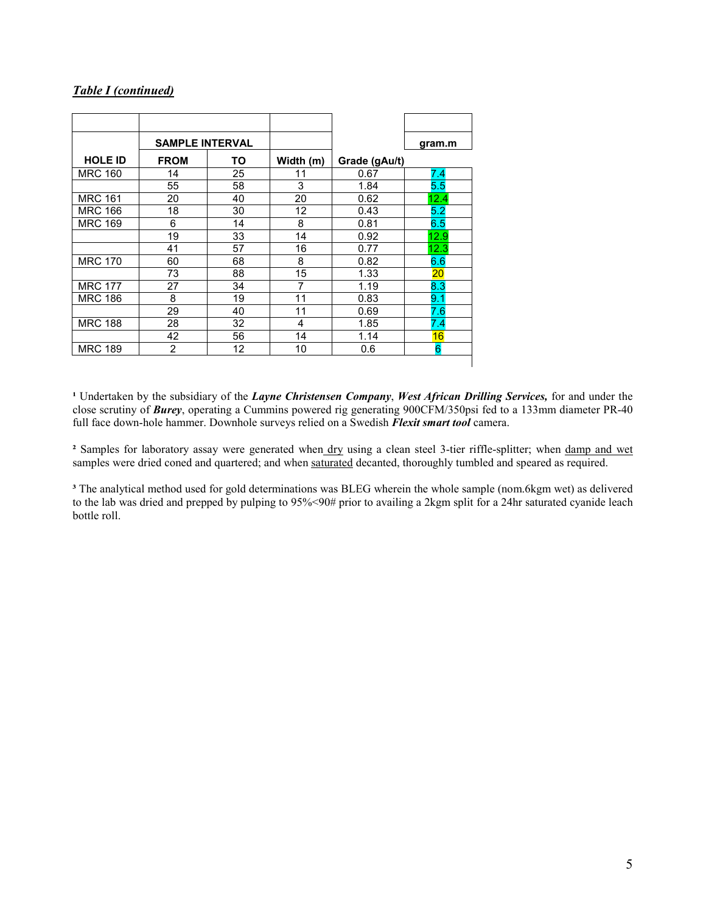***Table I (continued)***

| HOLE ID | SAMPLE INTERVAL | | Width (m) | Grade (gAu/t) | gram.m |
|---|---|---|---|---|---|
| | FROM | TO | | | |
| MRC 160 | 14 | 25 | 11 | 0.67 | 7.4 |
| | 55 | 58 | 3 | 1.84 | 5.5 |
| MRC 161 | 20 | 40 | 20 | 0.62 | 12.4 |
| MRC 166 | 18 | 30 | 12 | 0.43 | 5.2 |
| MRC 169 | 6 | 14 | 8 | 0.81 | 6.5 |
| | 19 | 33 | 14 | 0.92 | 12.9 |
| | 41 | 57 | 16 | 0.77 | 12.3 |
| MRC 170 | 60 | 68 | 8 | 0.82 | 6.6 |
| | 73 | 88 | 15 | 1.33 | 20 |
| MRC 177 | 27 | 34 | 7 | 1.19 | 8.3 |
| MRC 186 | 8 | 19 | 11 | 0.83 | 9.1 |
| | 29 | 40 | 11 | 0.69 | 7.6 |
| MRC 188 | 28 | 32 | 4 | 1.85 | 7.4 |
| | 42 | 56 | 14 | 1.14 | 16 |
| MRC 189 | 2 | 12 | 10 | 0.6 | 6 |

[1] Undertaken by the subsidiary of the ***Layne Christensen Company***, ***West African Drilling Services,*** for and under the close scrutiny of ***Burey***, operating a Cummins powered rig generating 900CFM/350psi fed to a 133mm diameter PR-40 full face down-hole hammer. Downhole surveys relied on a Swedish ***Flexit smart tool*** camera.

[2] Samples for laboratory assay were generated when dry using a clean steel 3-tier riffle-splitter; when damp and wet samples were dried coned and quartered; and when saturated decanted, thoroughly tumbled and speared as required.

[3] The analytical method used for gold determinations was BLEG wherein the whole sample (nom.6kgm wet) as delivered to the lab was dried and prepped by pulping to 95%<90# prior to availing a 2kgm split for a 24hr saturated cyanide leach bottle roll.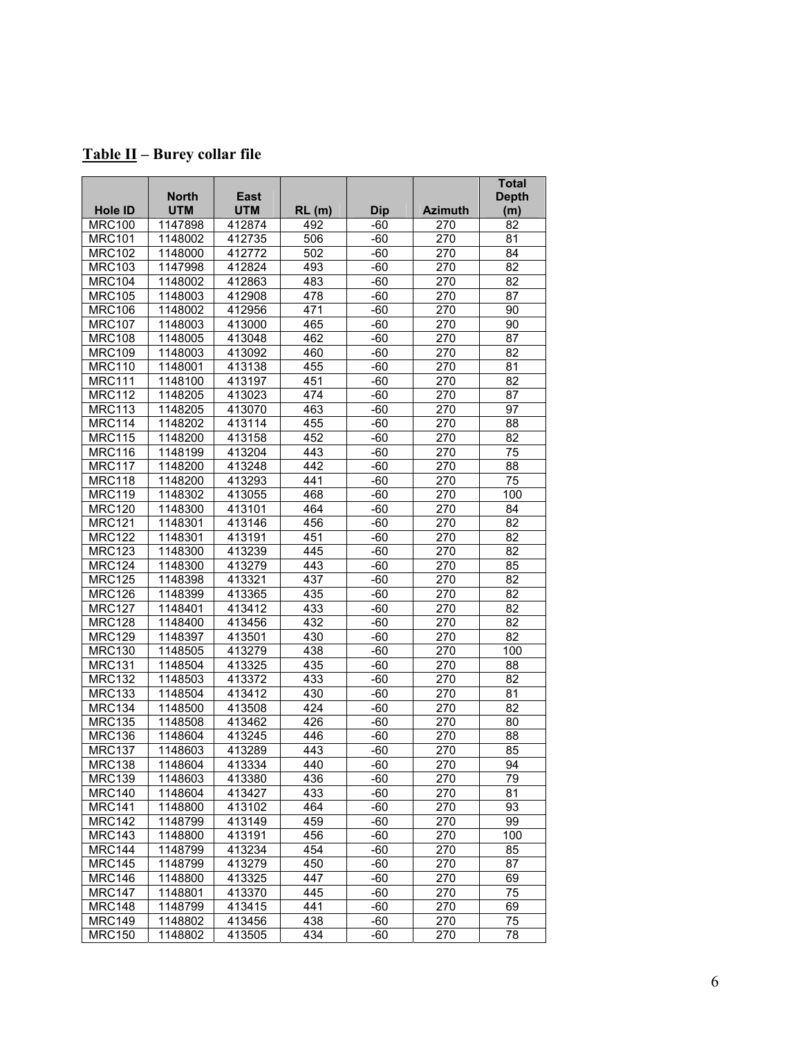**Table II – Burey collar file**

| Hole ID | North UTM | East UTM | RL (m) | Dip | Azimuth | Total Depth (m) |
|---|---|---|---|---|---|---|
| MRC100 | 1147898 | 412874 | 492 | -60 | 270 | 82 |
| MRC101 | 1148002 | 412735 | 506 | -60 | 270 | 81 |
| MRC102 | 1148000 | 412772 | 502 | -60 | 270 | 84 |
| MRC103 | 1147998 | 412824 | 493 | -60 | 270 | 82 |
| MRC104 | 1148002 | 412863 | 483 | -60 | 270 | 82 |
| MRC105 | 1148003 | 412908 | 478 | -60 | 270 | 87 |
| MRC106 | 1148002 | 412956 | 471 | -60 | 270 | 90 |
| MRC107 | 1148003 | 413000 | 465 | -60 | 270 | 90 |
| MRC108 | 1148005 | 413048 | 462 | -60 | 270 | 87 |
| MRC109 | 1148003 | 413092 | 460 | -60 | 270 | 82 |
| MRC110 | 1148001 | 413138 | 455 | -60 | 270 | 81 |
| MRC111 | 1148100 | 413197 | 451 | -60 | 270 | 82 |
| MRC112 | 1148205 | 413023 | 474 | -60 | 270 | 87 |
| MRC113 | 1148205 | 413070 | 463 | -60 | 270 | 97 |
| MRC114 | 1148202 | 413114 | 455 | -60 | 270 | 88 |
| MRC115 | 1148200 | 413158 | 452 | -60 | 270 | 82 |
| MRC116 | 1148199 | 413204 | 443 | -60 | 270 | 75 |
| MRC117 | 1148200 | 413248 | 442 | -60 | 270 | 88 |
| MRC118 | 1148200 | 413293 | 441 | -60 | 270 | 75 |
| MRC119 | 1148302 | 413055 | 468 | -60 | 270 | 100 |
| MRC120 | 1148300 | 413101 | 464 | -60 | 270 | 84 |
| MRC121 | 1148301 | 413146 | 456 | -60 | 270 | 82 |
| MRC122 | 1148301 | 413191 | 451 | -60 | 270 | 82 |
| MRC123 | 1148300 | 413239 | 445 | -60 | 270 | 82 |
| MRC124 | 1148300 | 413279 | 443 | -60 | 270 | 85 |
| MRC125 | 1148398 | 413321 | 437 | -60 | 270 | 82 |
| MRC126 | 1148399 | 413365 | 435 | -60 | 270 | 82 |
| MRC127 | 1148401 | 413412 | 433 | -60 | 270 | 82 |
| MRC128 | 1148400 | 413456 | 432 | -60 | 270 | 82 |
| MRC129 | 1148397 | 413501 | 430 | -60 | 270 | 82 |
| MRC130 | 1148505 | 413279 | 438 | -60 | 270 | 100 |
| MRC131 | 1148504 | 413325 | 435 | -60 | 270 | 88 |
| MRC132 | 1148503 | 413372 | 433 | -60 | 270 | 82 |
| MRC133 | 1148504 | 413412 | 430 | -60 | 270 | 81 |
| MRC134 | 1148500 | 413508 | 424 | -60 | 270 | 82 |
| MRC135 | 1148508 | 413462 | 426 | -60 | 270 | 80 |
| MRC136 | 1148604 | 413245 | 446 | -60 | 270 | 88 |
| MRC137 | 1148603 | 413289 | 443 | -60 | 270 | 85 |
| MRC138 | 1148604 | 413334 | 440 | -60 | 270 | 94 |
| MRC139 | 1148603 | 413380 | 436 | -60 | 270 | 79 |
| MRC140 | 1148604 | 413427 | 433 | -60 | 270 | 81 |
| MRC141 | 1148800 | 413102 | 464 | -60 | 270 | 93 |
| MRC142 | 1148799 | 413149 | 459 | -60 | 270 | 99 |
| MRC143 | 1148800 | 413191 | 456 | -60 | 270 | 100 |
| MRC144 | 1148799 | 413234 | 454 | -60 | 270 | 85 |
| MRC145 | 1148799 | 413279 | 450 | -60 | 270 | 87 |
| MRC146 | 1148800 | 413325 | 447 | -60 | 270 | 69 |
| MRC147 | 1148801 | 413370 | 445 | -60 | 270 | 75 |
| MRC148 | 1148799 | 413415 | 441 | -60 | 270 | 69 |
| MRC149 | 1148802 | 413456 | 438 | -60 | 270 | 75 |
| MRC150 | 1148802 | 413505 | 434 | -60 | 270 | 78 |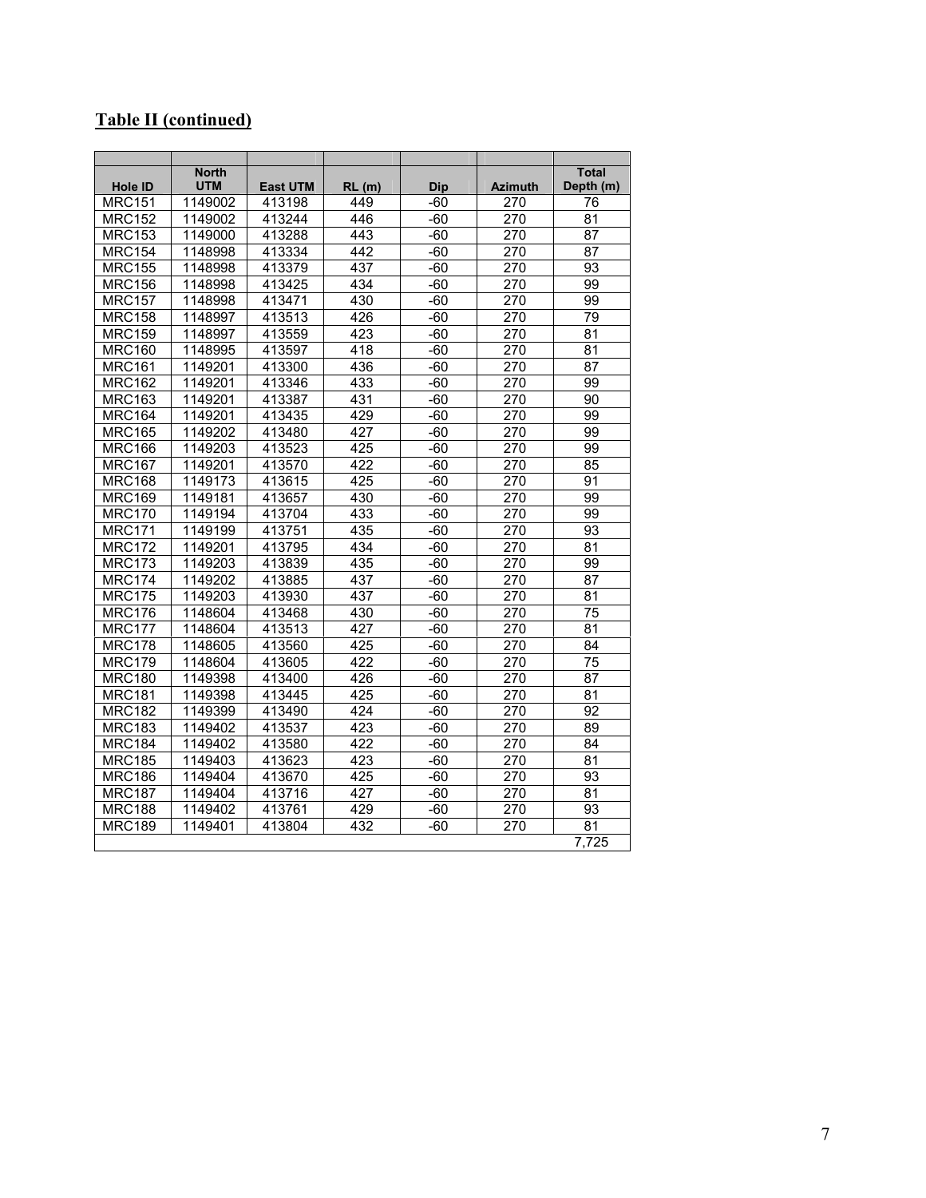## Table II (continued)

| Hole ID | North UTM | East UTM | RL (m) | Dip | Azimuth | Total Depth (m) |
|---|---|---|---|---|---|---|
| MRC151 | 1149002 | 413198 | 449 | -60 | 270 | 76 |
| MRC152 | 1149002 | 413244 | 446 | -60 | 270 | 81 |
| MRC153 | 1149000 | 413288 | 443 | -60 | 270 | 87 |
| MRC154 | 1148998 | 413334 | 442 | -60 | 270 | 87 |
| MRC155 | 1148998 | 413379 | 437 | -60 | 270 | 93 |
| MRC156 | 1148998 | 413425 | 434 | -60 | 270 | 99 |
| MRC157 | 1148998 | 413471 | 430 | -60 | 270 | 99 |
| MRC158 | 1148997 | 413513 | 426 | -60 | 270 | 79 |
| MRC159 | 1148997 | 413559 | 423 | -60 | 270 | 81 |
| MRC160 | 1148995 | 413597 | 418 | -60 | 270 | 81 |
| MRC161 | 1149201 | 413300 | 436 | -60 | 270 | 87 |
| MRC162 | 1149201 | 413346 | 433 | -60 | 270 | 99 |
| MRC163 | 1149201 | 413387 | 431 | -60 | 270 | 90 |
| MRC164 | 1149201 | 413435 | 429 | -60 | 270 | 99 |
| MRC165 | 1149202 | 413480 | 427 | -60 | 270 | 99 |
| MRC166 | 1149203 | 413523 | 425 | -60 | 270 | 99 |
| MRC167 | 1149201 | 413570 | 422 | -60 | 270 | 85 |
| MRC168 | 1149173 | 413615 | 425 | -60 | 270 | 91 |
| MRC169 | 1149181 | 413657 | 430 | -60 | 270 | 99 |
| MRC170 | 1149194 | 413704 | 433 | -60 | 270 | 99 |
| MRC171 | 1149199 | 413751 | 435 | -60 | 270 | 93 |
| MRC172 | 1149201 | 413795 | 434 | -60 | 270 | 81 |
| MRC173 | 1149203 | 413839 | 435 | -60 | 270 | 99 |
| MRC174 | 1149202 | 413885 | 437 | -60 | 270 | 87 |
| MRC175 | 1149203 | 413930 | 437 | -60 | 270 | 81 |
| MRC176 | 1148604 | 413468 | 430 | -60 | 270 | 75 |
| MRC177 | 1148604 | 413513 | 427 | -60 | 270 | 81 |
| MRC178 | 1148605 | 413560 | 425 | -60 | 270 | 84 |
| MRC179 | 1148604 | 413605 | 422 | -60 | 270 | 75 |
| MRC180 | 1149398 | 413400 | 426 | -60 | 270 | 87 |
| MRC181 | 1149398 | 413445 | 425 | -60 | 270 | 81 |
| MRC182 | 1149399 | 413490 | 424 | -60 | 270 | 92 |
| MRC183 | 1149402 | 413537 | 423 | -60 | 270 | 89 |
| MRC184 | 1149402 | 413580 | 422 | -60 | 270 | 84 |
| MRC185 | 1149403 | 413623 | 423 | -60 | 270 | 81 |
| MRC186 | 1149404 | 413670 | 425 | -60 | 270 | 93 |
| MRC187 | 1149404 | 413716 | 427 | -60 | 270 | 81 |
| MRC188 | 1149402 | 413761 | 429 | -60 | 270 | 93 |
| MRC189 | 1149401 | 413804 | 432 | -60 | 270 | 81 |
| | | | | | | 7,725 |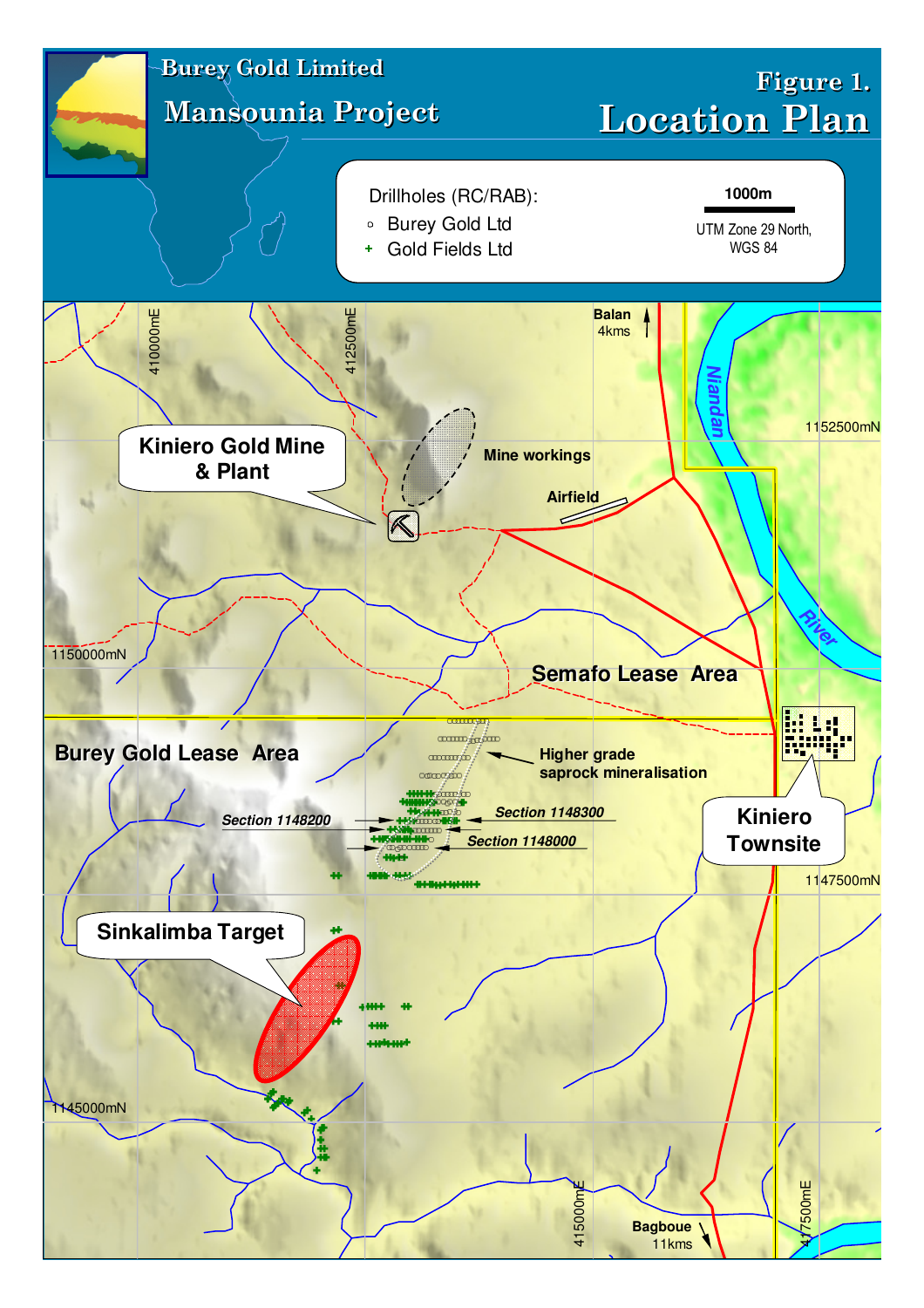# Burey Gold Limited

## Mansounia Project

## Figure 1.
## Location Plan

Drillholes (RC/RAB):
- Burey Gold Ltd
- Gold Fields Ltd

1000m

UTM Zone 29 North, WGS 84

410000mE
412500mE
415000mE
417500mE

1152500mN
1150000mN
1147500mN
1145000mN

Balan 4kms

Niandan River

Kiniero Gold Mine & Plant

Mine workings

Airfield

Semafo Lease Area

Burey Gold Lease Area

Higher grade saprock mineralisation

Section 1148200

Section 1148300

Section 1148000

Kiniero Townsite

Sinkalimba Target

Bagboue 11kms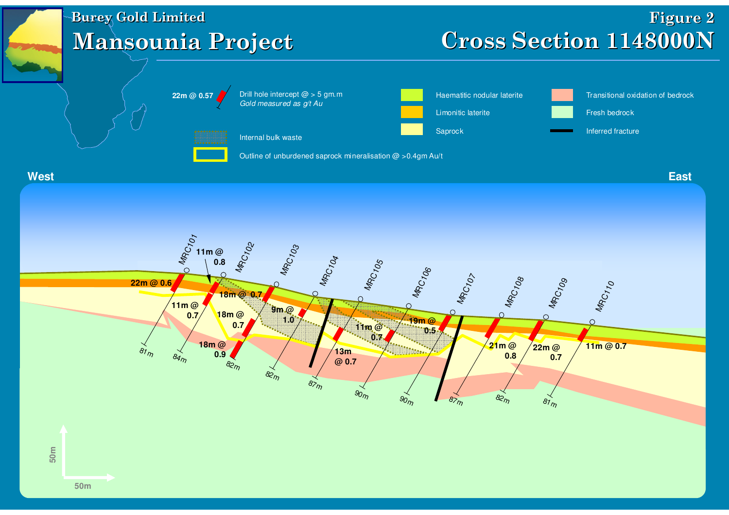# Burey Gold Limited

## Mansounia Project

## Figure 2

## Cross Section 1148000N

**Legend:**

- 22m @ 0.57 — Drill hole intercept @ > 5 gm.m, *Gold measured as g/t Au*
- Internal bulk waste
- Outline of unburdened saprock mineralisation @ >0.4gm Au/t
- Haematitic nodular laterite
- Limonitic laterite
- Saprock
- Transitional oxidation of bedrock
- Fresh bedrock
- Inferred fracture

West — East

| Drill hole | Intercepts | Depth |
|---|---|---|
| MRC101 | 22m @ 0.6; 11m @ 0.8 | 81m |
| MRC102 | 11m @ 0.7 | 84m |
| MRC103 | 18m @ 0.7; 18m @ 0.7; 18m @ 0.9 | 82m |
| MRC104 | 9m @ 1.0 | 82m |
| MRC105 | 13m @ 0.7 | 87m |
| MRC106 | 11m @ 0.7 | 90m |
| MRC107 | 19m @ 0.5 | 90m |
| MRC108 | 21m @ 0.8 | 87m |
| MRC109 | 22m @ 0.7 | 82m |
| MRC110 | 11m @ 0.7 | 81m |

Scale: 50m (vertical), 50m (horizontal)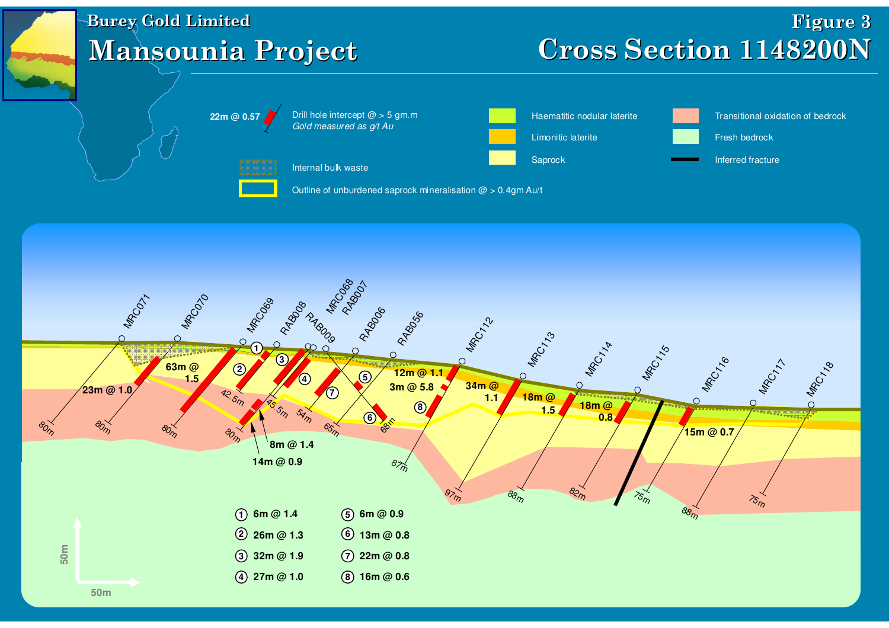# Burey Gold Limited

# Mansounia Project

## Figure 3

## Cross Section 1148200N

**Legend:**

- 22m @ 0.57 — Drill hole intercept @ > 5 gm.m  
  *Gold measured as g/t Au*
- Internal bulk waste
- Outline of unburdened saprock mineralisation @ > 0.4gm Au/t
- Haematitic nodular laterite
- Limonitic laterite
- Saprock
- Transitional oxidation of bedrock
- Fresh bedrock
- Inferred fracture

**Drill holes:** MRC071, MRC070, MRC069, RAB008, MRC068, RAB007, RAB009, RAB006, RAB056, MRC112, MRC113, MRC114, MRC115, MRC116, MRC117, MRC118

**Intercepts shown on section:** 23m @ 1.0; 63m @ 1.5; 8m @ 1.4; 14m @ 0.9; 12m @ 1.1; 3m @ 5.8; 34m @ 1.1; 18m @ 1.5; 18m @ 0.8; 15m @ 0.7

**Hole depths:** 80m, 80m, 80m, 42.5m, 80m, 45.5m, 54m, 65m, 68m, 87m, 97m, 88m, 82m, 75m, 88m, 75m

| | | | |
|---|---|---|---|
| ① | 6m @ 1.4 | ⑤ | 6m @ 0.9 |
| ② | 26m @ 1.3 | ⑥ | 13m @ 0.8 |
| ③ | 32m @ 1.9 | ⑦ | 22m @ 0.8 |
| ④ | 27m @ 1.0 | ⑧ | 16m @ 0.6 |

Scale: 50m (vertical), 50m (horizontal)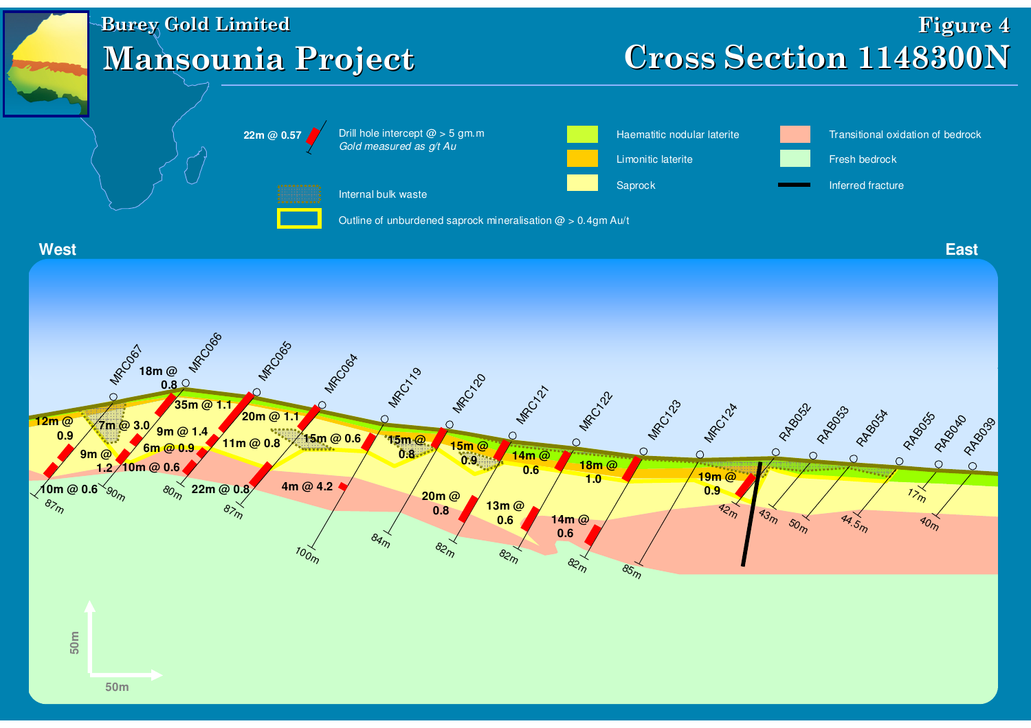Burey Gold Limited

# Mansounia Project

Figure 4

# Cross Section 1148300N

22m @ 0.57 — Drill hole intercept @ > 5 gm.m
*Gold measured as g/t Au*

Internal bulk waste

Outline of unburdened saprock mineralisation @ > 0.4gm Au/t

Haematitic nodular laterite

Limonitic laterite

Saprock

Transitional oxidation of bedrock

Fresh bedrock

Inferred fracture

West

East

MRC067
MRC066
MRC065
MRC064
MRC119
MRC120
MRC121
MRC122
MRC123
MRC124
RAB052
RAB053
RAB054
RAB055
RAB040
RAB039

12m @ 0.9
18m @ 0.8
7m @ 3.0
35m @ 1.1
9m @ 1.4
20m @ 1.1
9m @ 1.2
6m @ 0.9
11m @ 0.8
15m @ 0.6
15m @ 0.8
15m @ 0.9
14m @ 0.6
18m @ 1.0
10m @ 0.6
10m @ 0.6
22m @ 0.8
4m @ 4.2
20m @ 0.8
13m @ 0.6
14m @ 0.6
19m @ 0.9

87m
90m
80m
87m
100m
84m
82m
82m
82m
85m
42m
43m
50m
44.5m
17m
40m

50m
50m